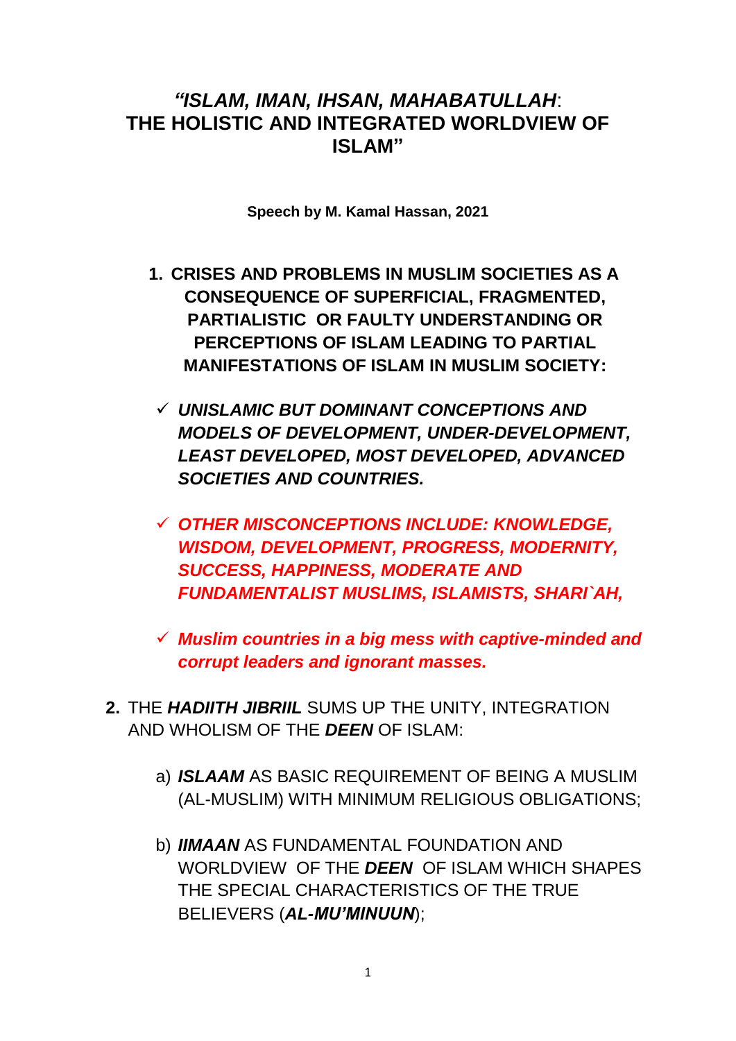# *"ISLAM, IMAN, IHSAN, MAHABATULLAH*: THE HOLISTIC AND INTEGRATED WORLDVIEW OF ISLAM"

**Speech by M. Kamal Hassan, 2021**

1. **CRISES AND PROBLEMS IN MUSLIM SOCIETIES AS A CONSEQUENCE OF SUPERFICIAL, FRAGMENTED, PARTIALISTIC OR FAULTY UNDERSTANDING OR PERCEPTIONS OF ISLAM LEADING TO PARTIAL MANIFESTATIONS OF ISLAM IN MUSLIM SOCIETY:**

   - ✓ ***UNISLAMIC BUT DOMINANT CONCEPTIONS AND MODELS OF DEVELOPMENT, UNDER-DEVELOPMENT, LEAST DEVELOPED, MOST DEVELOPED, ADVANCED SOCIETIES AND COUNTRIES.***

   - ✓ ***OTHER MISCONCEPTIONS INCLUDE: KNOWLEDGE, WISDOM, DEVELOPMENT, PROGRESS, MODERNITY, SUCCESS, HAPPINESS, MODERATE AND FUNDAMENTALIST MUSLIMS, ISLAMISTS, SHARI`AH,***

   - ✓ ***Muslim countries in a big mess with captive-minded and corrupt leaders and ignorant masses.***

2. THE ***HADIITH JIBRIIL*** SUMS UP THE UNITY, INTEGRATION AND WHOLISM OF THE ***DEEN*** OF ISLAM:

   a) ***ISLAAM*** AS BASIC REQUIREMENT OF BEING A MUSLIM (AL-MUSLIM) WITH MINIMUM RELIGIOUS OBLIGATIONS;

   b) ***IIMAAN*** AS FUNDAMENTAL FOUNDATION AND WORLDVIEW OF THE ***DEEN*** OF ISLAM WHICH SHAPES THE SPECIAL CHARACTERISTICS OF THE TRUE BELIEVERS (***AL-MU'MINUUN***);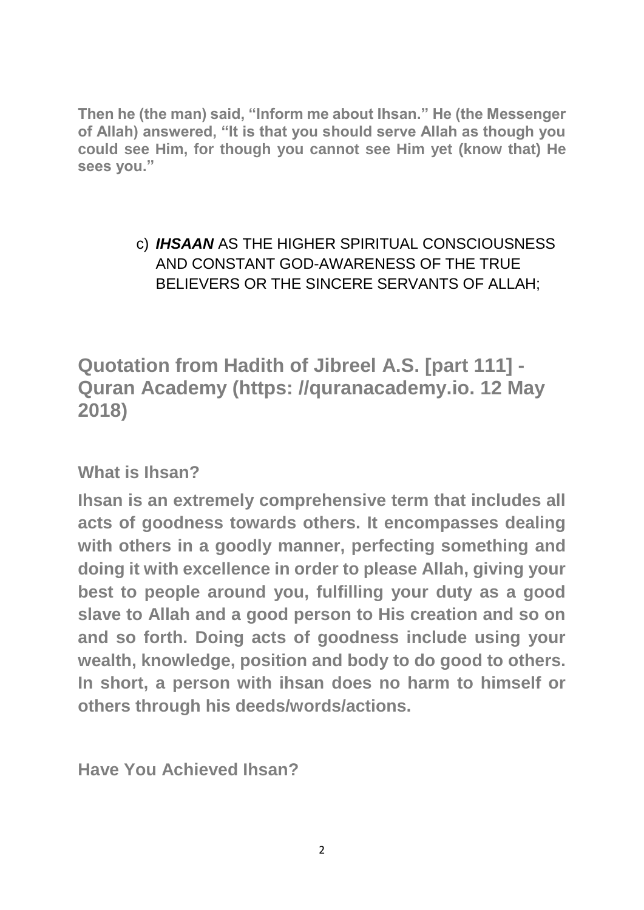**Then he (the man) said, "Inform me about Ihsan." He (the Messenger of Allah) answered, "It is that you should serve Allah as though you could see Him, for though you cannot see Him yet (know that) He sees you."**

c) ***IHSAAN*** AS THE HIGHER SPIRITUAL CONSCIOUSNESS AND CONSTANT GOD-AWARENESS OF THE TRUE BELIEVERS OR THE SINCERE SERVANTS OF ALLAH;

## Quotation from Hadith of Jibreel A.S. [part 111] - Quran Academy (https: //quranacademy.io. 12 May 2018)

**What is Ihsan?**

**Ihsan is an extremely comprehensive term that includes all acts of goodness towards others. It encompasses dealing with others in a goodly manner, perfecting something and doing it with excellence in order to please Allah, giving your best to people around you, fulfilling your duty as a good slave to Allah and a good person to His creation and so on and so forth. Doing acts of goodness include using your wealth, knowledge, position and body to do good to others. In short, a person with ihsan does no harm to himself or others through his deeds/words/actions.**

**Have You Achieved Ihsan?**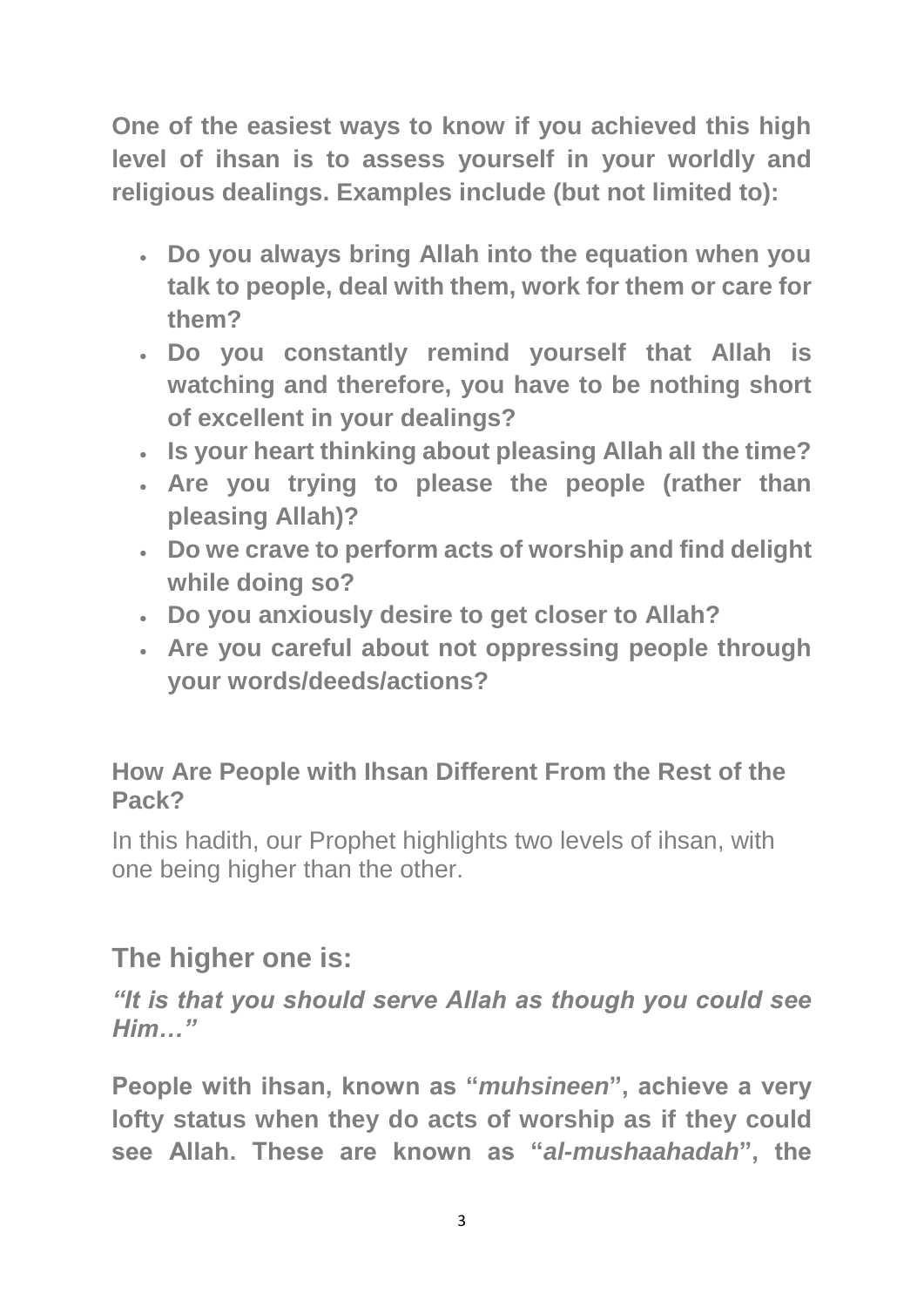**One of the easiest ways to know if you achieved this high level of ihsan is to assess yourself in your worldly and religious dealings. Examples include (but not limited to):**

- **Do you always bring Allah into the equation when you talk to people, deal with them, work for them or care for them?**
- **Do you constantly remind yourself that Allah is watching and therefore, you have to be nothing short of excellent in your dealings?**
- **Is your heart thinking about pleasing Allah all the time?**
- **Are you trying to please the people (rather than pleasing Allah)?**
- **Do we crave to perform acts of worship and find delight while doing so?**
- **Do you anxiously desire to get closer to Allah?**
- **Are you careful about not oppressing people through your words/deeds/actions?**

### How Are People with Ihsan Different From the Rest of the Pack?

In this hadith, our Prophet highlights two levels of ihsan, with one being higher than the other.

## The higher one is:

***"It is that you should serve Allah as though you could see Him…"***

**People with ihsan, known as "*muhsineen*", achieve a very lofty status when they do acts of worship as if they could see Allah. These are known as "*al-mushaahadah*", the**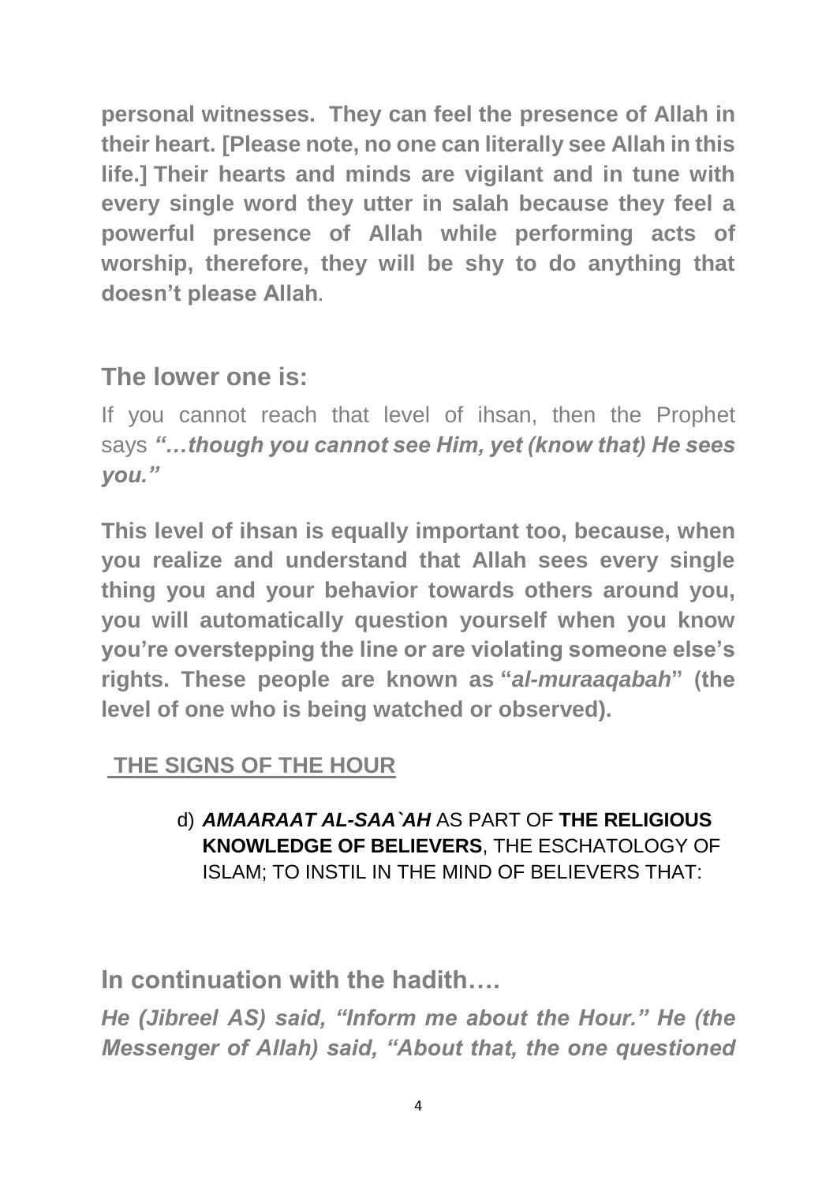**personal witnesses. They can feel the presence of Allah in their heart. [Please note, no one can literally see Allah in this life.] Their hearts and minds are vigilant and in tune with every single word they utter in salah because they feel a powerful presence of Allah while performing acts of worship, therefore, they will be shy to do anything that doesn't please Allah**.

## The lower one is:

If you cannot reach that level of ihsan, then the Prophet says ***"…though you cannot see Him, yet (know that) He sees you."***

**This level of ihsan is equally important too, because, when you realize and understand that Allah sees every single thing you and your behavior towards others around you, you will automatically question yourself when you know you're overstepping the line or are violating someone else's rights. These people are known as "*al-muraaqabah*" (the level of one who is being watched or observed).**

## THE SIGNS OF THE HOUR

d) ***AMAARAAT AL-SAA`AH*** AS PART OF **THE RELIGIOUS KNOWLEDGE OF BELIEVERS**, THE ESCHATOLOGY OF ISLAM; TO INSTIL IN THE MIND OF BELIEVERS THAT:

## In continuation with the hadith….

***He (Jibreel AS) said, "Inform me about the Hour." He (the Messenger of Allah) said, "About that, the one questioned***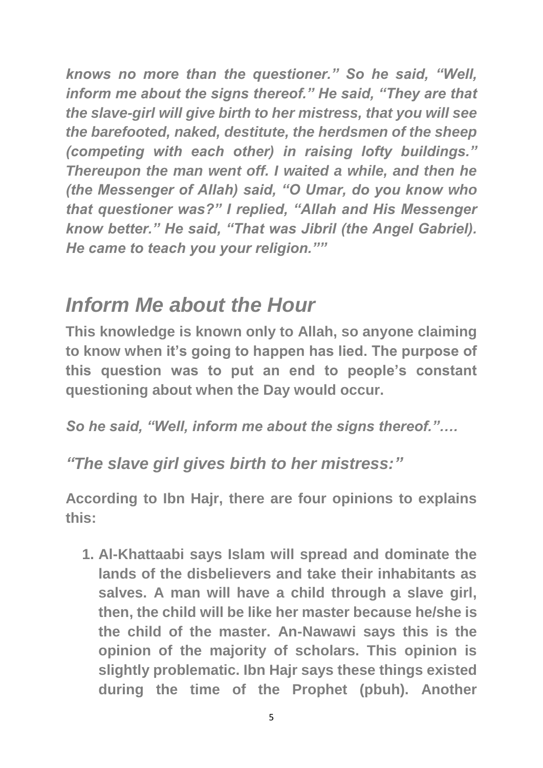*knows no more than the questioner." So he said, "Well, inform me about the signs thereof." He said, "They are that the slave-girl will give birth to her mistress, that you will see the barefooted, naked, destitute, the herdsmen of the sheep (competing with each other) in raising lofty buildings." Thereupon the man went off. I waited a while, and then he (the Messenger of Allah) said, "O Umar, do you know who that questioner was?" I replied, "Allah and His Messenger know better." He said, "That was Jibril (the Angel Gabriel). He came to teach you your religion.""*

## *Inform Me about the Hour*

**This knowledge is known only to Allah, so anyone claiming to know when it's going to happen has lied. The purpose of this question was to put an end to people's constant questioning about when the Day would occur.**

*So he said, "Well, inform me about the signs thereof."….*

### *"The slave girl gives birth to her mistress:"*

**According to Ibn Hajr, there are four opinions to explains this:**

1. **Al-Khattaabi says Islam will spread and dominate the lands of the disbelievers and take their inhabitants as salves. A man will have a child through a slave girl, then, the child will be like her master because he/she is the child of the master. An-Nawawi says this is the opinion of the majority of scholars. This opinion is slightly problematic. Ibn Hajr says these things existed during the time of the Prophet (pbuh). Another**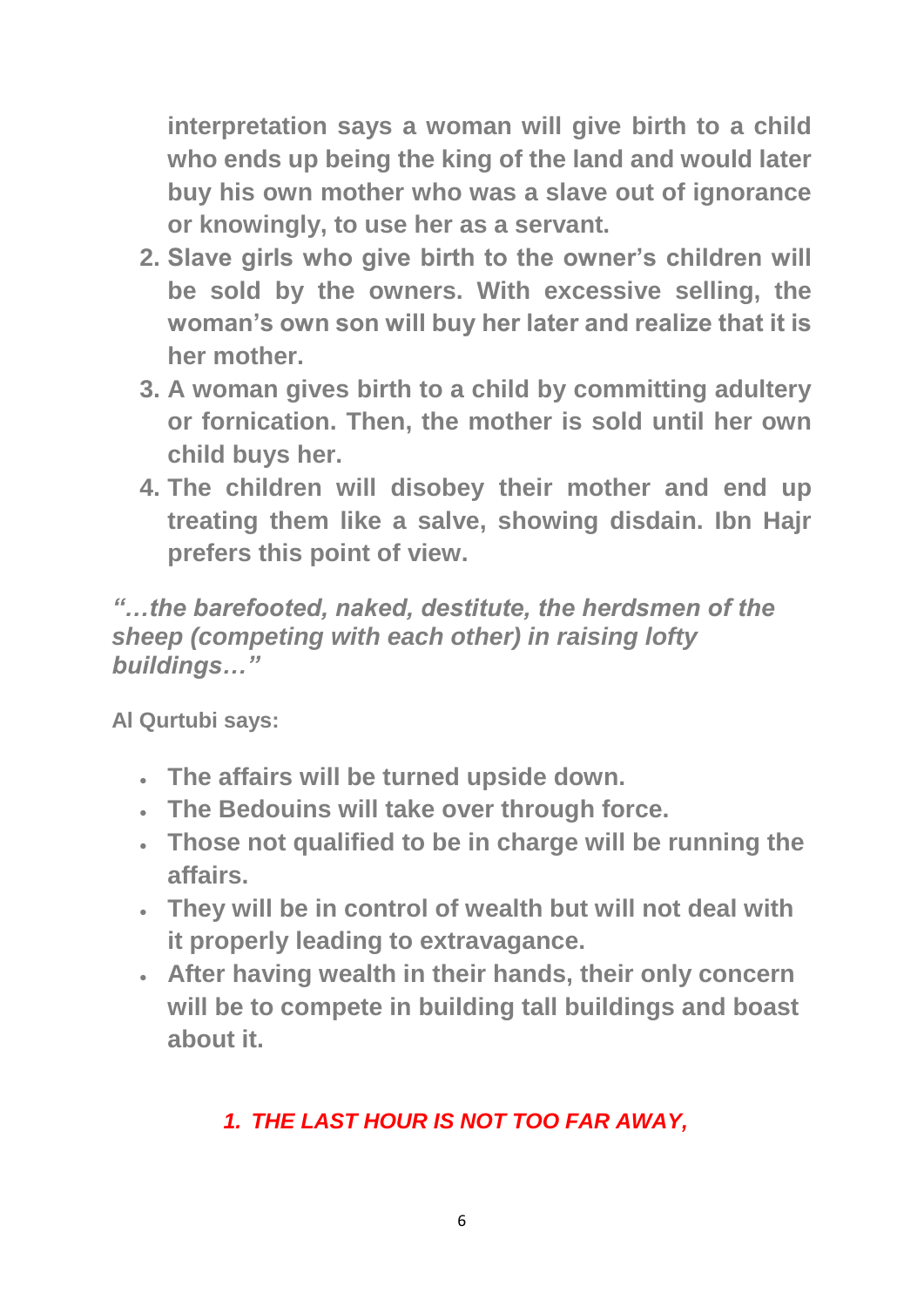**interpretation says a woman will give birth to a child who ends up being the king of the land and would later buy his own mother who was a slave out of ignorance or knowingly, to use her as a servant.**

2. **Slave girls who give birth to the owner's children will be sold by the owners. With excessive selling, the woman's own son will buy her later and realize that it is her mother.**
3. **A woman gives birth to a child by committing adultery or fornication. Then, the mother is sold until her own child buys her.**
4. **The children will disobey their mother and end up treating them like a salve, showing disdain. Ibn Hajr prefers this point of view.**

***"…the barefooted, naked, destitute, the herdsmen of the sheep (competing with each other) in raising lofty buildings…"***

**Al Qurtubi says:**

- **The affairs will be turned upside down.**
- **The Bedouins will take over through force.**
- **Those not qualified to be in charge will be running the affairs.**
- **They will be in control of wealth but will not deal with it properly leading to extravagance.**
- **After having wealth in their hands, their only concern will be to compete in building tall buildings and boast about it.**

1. ***THE LAST HOUR IS NOT TOO FAR AWAY,***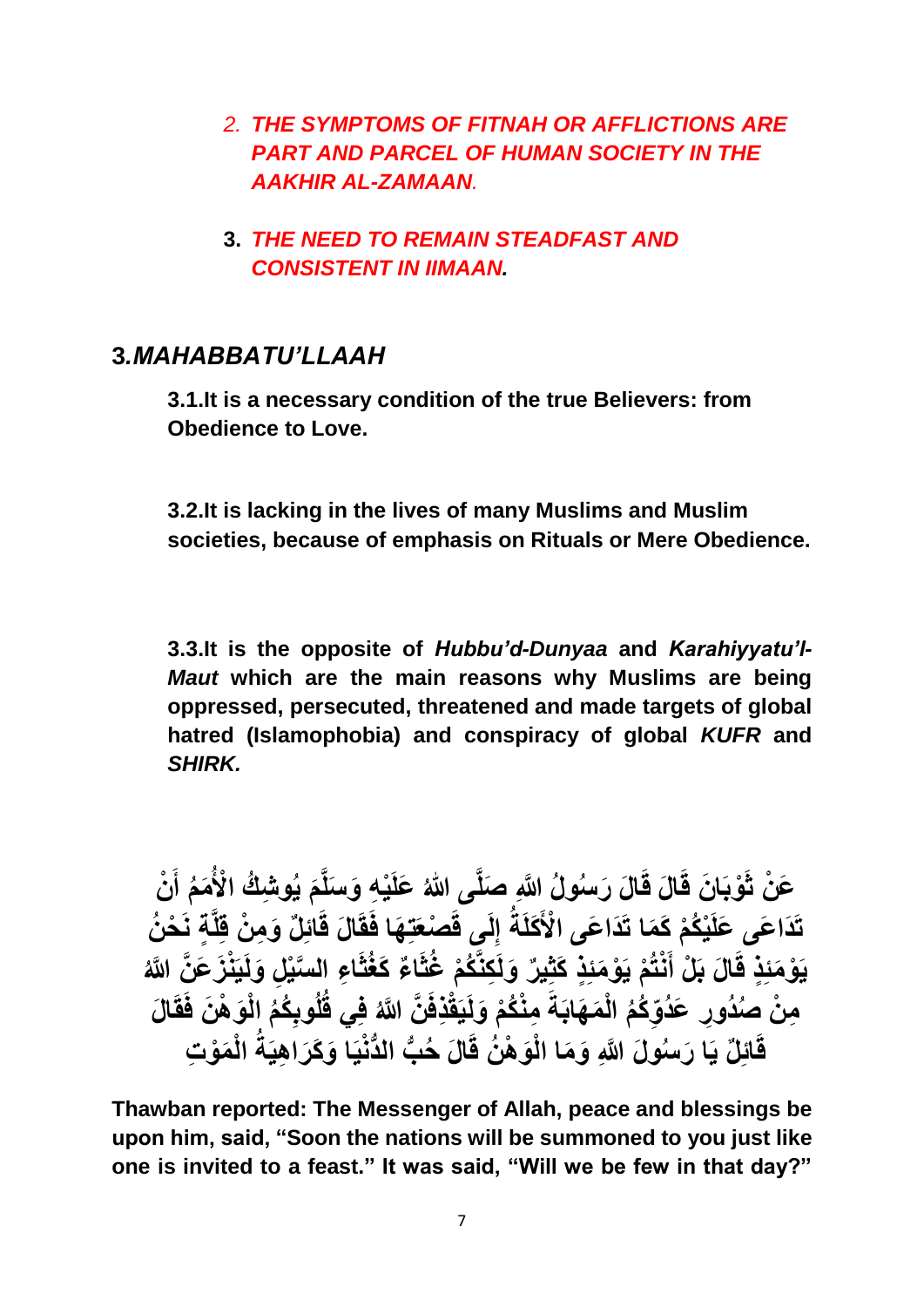2. ***THE SYMPTOMS OF FITNAH OR AFFLICTIONS ARE PART AND PARCEL OF HUMAN SOCIETY IN THE AAKHIR AL-ZAMAAN.***

3. ***THE NEED TO REMAIN STEADFAST AND CONSISTENT IN IIMAAN.***

## 3.*MAHABBATU'LLAAH*

**3.1.It is a necessary condition of the true Believers: from Obedience to Love.**

**3.2.It is lacking in the lives of many Muslims and Muslim societies, because of emphasis on Rituals or Mere Obedience.**

**3.3.It is the opposite of *Hubbu'd-Dunyaa* and *Karahiyyatu'l-Maut* which are the main reasons why Muslims are being oppressed, persecuted, threatened and made targets of global hatred (Islamophobia) and conspiracy of global *KUFR* and *SHIRK.***

**عَنْ ثَوْبَانَ قَالَ قَالَ رَسُولُ اللَّهِ صَلَّى اللهُ عَلَيْهِ وَسَلَّمَ يُوشِكُ الْأُمَمُ أَنْ تَدَاعَى عَلَيْكُمْ كَمَا تَدَاعَى الْأَكَلَةُ إِلَى قَصْعَتِهَا فَقَالَ قَائِلٌ وَمِنْ قِلَّةٍ نَحْنُ يَوْمَئِذٍ قَالَ بَلْ أَنْتُمْ يَوْمَئِذٍ كَثِيرٌ وَلَكِنَّكُمْ غُثَاءٌ كَغُثَاءِ السَّيْلِ وَلَيَنْزَعَنَّ اللَّهُ مِنْ صُدُورِ عَدُوِّكُمُ الْمَهَابَةَ مِنْكُمْ وَلَيَقْذِفَنَّ اللَّهُ فِي قُلُوبِكُمُ الْوَهْنَ فَقَالَ قَائِلٌ يَا رَسُولَ اللَّهِ وَمَا الْوَهْنُ قَالَ حُبُّ الدُّنْيَا وَكَرَاهِيَةُ الْمَوْتِ**

**Thawban reported: The Messenger of Allah, peace and blessings be upon him, said, "Soon the nations will be summoned to you just like one is invited to a feast." It was said, "Will we be few in that day?"**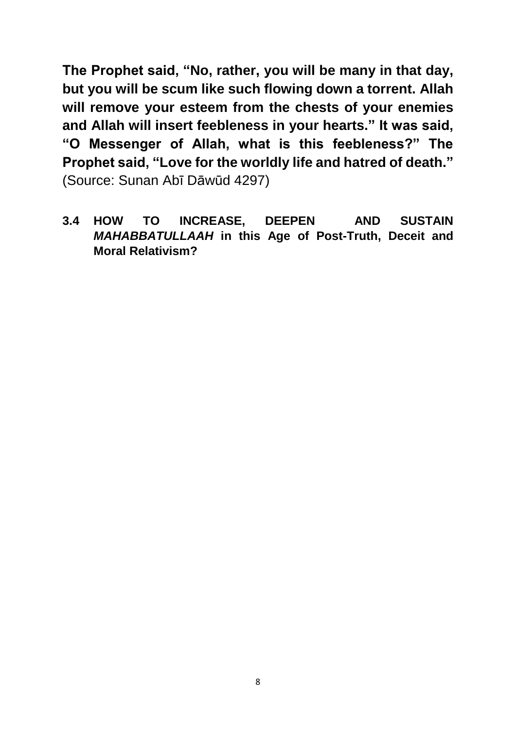**The Prophet said, "No, rather, you will be many in that day, but you will be scum like such flowing down a torrent. Allah will remove your esteem from the chests of your enemies and Allah will insert feebleness in your hearts." It was said, "O Messenger of Allah, what is this feebleness?" The Prophet said, "Love for the worldly life and hatred of death."** (Source: Sunan Abī Dāwūd 4297)

### 3.4 HOW TO INCREASE, DEEPEN AND SUSTAIN ***MAHABBATULLAAH*** in this Age of Post-Truth, Deceit and Moral Relativism?